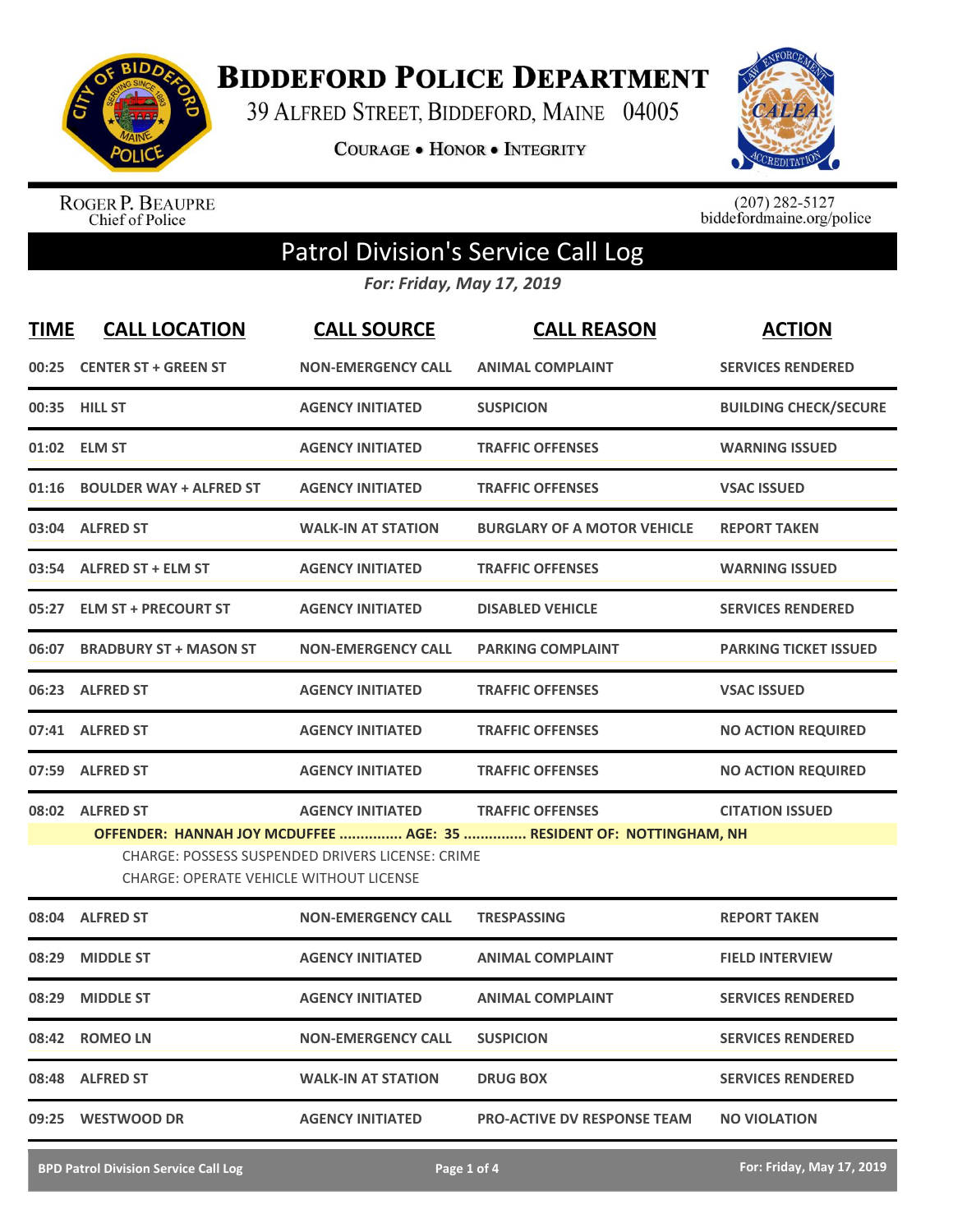# Biddeford Police Department

39 Alfred Street, Biddeford, Maine 04005

**Courage • Honor • Integrity**

Roger P. Beaupre
Chief of Police

(207) 282-5127
biddefordmaine.org/police

## Patrol Division's Service Call Log

*For: Friday, May 17, 2019*

| TIME | CALL LOCATION | CALL SOURCE | CALL REASON | ACTION |
|---|---|---|---|---|
| 00:25 | CENTER ST + GREEN ST | NON-EMERGENCY CALL | ANIMAL COMPLAINT | SERVICES RENDERED |
| 00:35 | HILL ST | AGENCY INITIATED | SUSPICION | BUILDING CHECK/SECURE |
| 01:02 | ELM ST | AGENCY INITIATED | TRAFFIC OFFENSES | WARNING ISSUED |
| 01:16 | BOULDER WAY + ALFRED ST | AGENCY INITIATED | TRAFFIC OFFENSES | VSAC ISSUED |
| 03:04 | ALFRED ST | WALK-IN AT STATION | BURGLARY OF A MOTOR VEHICLE | REPORT TAKEN |
| 03:54 | ALFRED ST + ELM ST | AGENCY INITIATED | TRAFFIC OFFENSES | WARNING ISSUED |
| 05:27 | ELM ST + PRECOURT ST | AGENCY INITIATED | DISABLED VEHICLE | SERVICES RENDERED |
| 06:07 | BRADBURY ST + MASON ST | NON-EMERGENCY CALL | PARKING COMPLAINT | PARKING TICKET ISSUED |
| 06:23 | ALFRED ST | AGENCY INITIATED | TRAFFIC OFFENSES | VSAC ISSUED |
| 07:41 | ALFRED ST | AGENCY INITIATED | TRAFFIC OFFENSES | NO ACTION REQUIRED |
| 07:59 | ALFRED ST | AGENCY INITIATED | TRAFFIC OFFENSES | NO ACTION REQUIRED |
| 08:02 | ALFRED ST | AGENCY INITIATED | TRAFFIC OFFENSES | CITATION ISSUED |

**OFFENDER: HANNAH JOY MCDUFFEE ............... AGE: 35 ............... RESIDENT OF: NOTTINGHAM, NH**

CHARGE: POSSESS SUSPENDED DRIVERS LICENSE: CRIME
CHARGE: OPERATE VEHICLE WITHOUT LICENSE

| TIME | CALL LOCATION | CALL SOURCE | CALL REASON | ACTION |
|---|---|---|---|---|
| 08:04 | ALFRED ST | NON-EMERGENCY CALL | TRESPASSING | REPORT TAKEN |
| 08:29 | MIDDLE ST | AGENCY INITIATED | ANIMAL COMPLAINT | FIELD INTERVIEW |
| 08:29 | MIDDLE ST | AGENCY INITIATED | ANIMAL COMPLAINT | SERVICES RENDERED |
| 08:42 | ROMEO LN | NON-EMERGENCY CALL | SUSPICION | SERVICES RENDERED |
| 08:48 | ALFRED ST | WALK-IN AT STATION | DRUG BOX | SERVICES RENDERED |
| 09:25 | WESTWOOD DR | AGENCY INITIATED | PRO-ACTIVE DV RESPONSE TEAM | NO VIOLATION |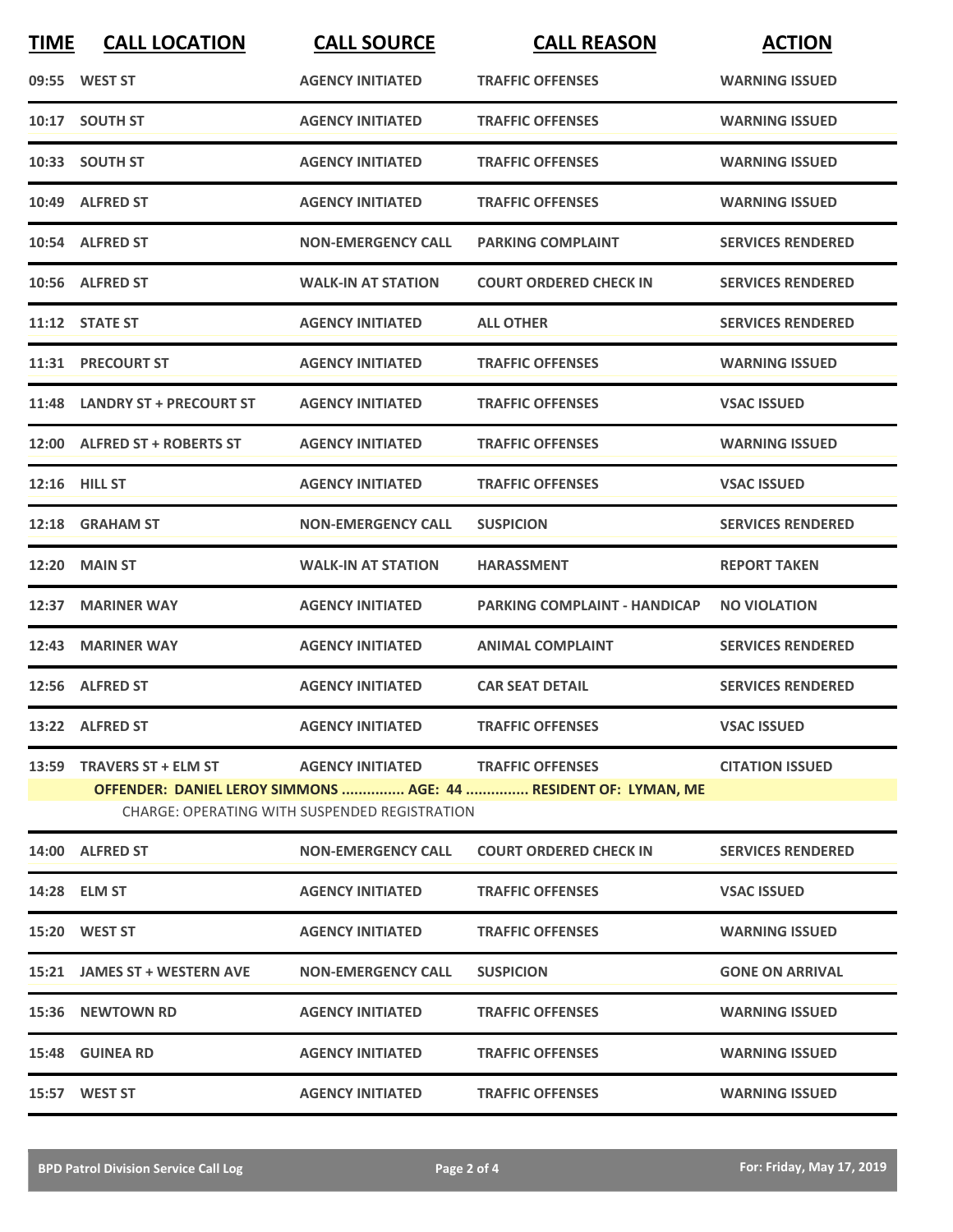| TIME | CALL LOCATION | CALL SOURCE | CALL REASON | ACTION |
|---|---|---|---|---|
| 09:55 | WEST ST | AGENCY INITIATED | TRAFFIC OFFENSES | WARNING ISSUED |
| 10:17 | SOUTH ST | AGENCY INITIATED | TRAFFIC OFFENSES | WARNING ISSUED |
| 10:33 | SOUTH ST | AGENCY INITIATED | TRAFFIC OFFENSES | WARNING ISSUED |
| 10:49 | ALFRED ST | AGENCY INITIATED | TRAFFIC OFFENSES | WARNING ISSUED |
| 10:54 | ALFRED ST | NON-EMERGENCY CALL | PARKING COMPLAINT | SERVICES RENDERED |
| 10:56 | ALFRED ST | WALK-IN AT STATION | COURT ORDERED CHECK IN | SERVICES RENDERED |
| 11:12 | STATE ST | AGENCY INITIATED | ALL OTHER | SERVICES RENDERED |
| 11:31 | PRECOURT ST | AGENCY INITIATED | TRAFFIC OFFENSES | WARNING ISSUED |
| 11:48 | LANDRY ST + PRECOURT ST | AGENCY INITIATED | TRAFFIC OFFENSES | VSAC ISSUED |
| 12:00 | ALFRED ST + ROBERTS ST | AGENCY INITIATED | TRAFFIC OFFENSES | WARNING ISSUED |
| 12:16 | HILL ST | AGENCY INITIATED | TRAFFIC OFFENSES | VSAC ISSUED |
| 12:18 | GRAHAM ST | NON-EMERGENCY CALL | SUSPICION | SERVICES RENDERED |
| 12:20 | MAIN ST | WALK-IN AT STATION | HARASSMENT | REPORT TAKEN |
| 12:37 | MARINER WAY | AGENCY INITIATED | PARKING COMPLAINT - HANDICAP | NO VIOLATION |
| 12:43 | MARINER WAY | AGENCY INITIATED | ANIMAL COMPLAINT | SERVICES RENDERED |
| 12:56 | ALFRED ST | AGENCY INITIATED | CAR SEAT DETAIL | SERVICES RENDERED |
| 13:22 | ALFRED ST | AGENCY INITIATED | TRAFFIC OFFENSES | VSAC ISSUED |
| 13:59 | TRAVERS ST + ELM ST | AGENCY INITIATED | TRAFFIC OFFENSES | CITATION ISSUED |
| | OFFENDER: DANIEL LEROY SIMMONS ............... AGE: 44 ............... RESIDENT OF: LYMAN, ME | | | |
| | CHARGE: OPERATING WITH SUSPENDED REGISTRATION | | | |
| 14:00 | ALFRED ST | NON-EMERGENCY CALL | COURT ORDERED CHECK IN | SERVICES RENDERED |
| 14:28 | ELM ST | AGENCY INITIATED | TRAFFIC OFFENSES | VSAC ISSUED |
| 15:20 | WEST ST | AGENCY INITIATED | TRAFFIC OFFENSES | WARNING ISSUED |
| 15:21 | JAMES ST + WESTERN AVE | NON-EMERGENCY CALL | SUSPICION | GONE ON ARRIVAL |
| 15:36 | NEWTOWN RD | AGENCY INITIATED | TRAFFIC OFFENSES | WARNING ISSUED |
| 15:48 | GUINEA RD | AGENCY INITIATED | TRAFFIC OFFENSES | WARNING ISSUED |
| 15:57 | WEST ST | AGENCY INITIATED | TRAFFIC OFFENSES | WARNING ISSUED |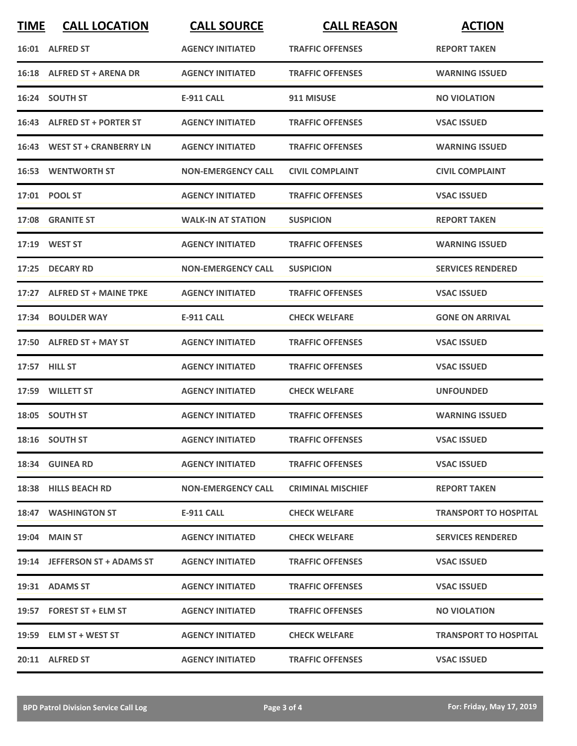| TIME | CALL LOCATION | CALL SOURCE | CALL REASON | ACTION |
| --- | --- | --- | --- | --- |
| 16:01 | ALFRED ST | AGENCY INITIATED | TRAFFIC OFFENSES | REPORT TAKEN |
| 16:18 | ALFRED ST + ARENA DR | AGENCY INITIATED | TRAFFIC OFFENSES | WARNING ISSUED |
| 16:24 | SOUTH ST | E-911 CALL | 911 MISUSE | NO VIOLATION |
| 16:43 | ALFRED ST + PORTER ST | AGENCY INITIATED | TRAFFIC OFFENSES | VSAC ISSUED |
| 16:43 | WEST ST + CRANBERRY LN | AGENCY INITIATED | TRAFFIC OFFENSES | WARNING ISSUED |
| 16:53 | WENTWORTH ST | NON-EMERGENCY CALL | CIVIL COMPLAINT | CIVIL COMPLAINT |
| 17:01 | POOL ST | AGENCY INITIATED | TRAFFIC OFFENSES | VSAC ISSUED |
| 17:08 | GRANITE ST | WALK-IN AT STATION | SUSPICION | REPORT TAKEN |
| 17:19 | WEST ST | AGENCY INITIATED | TRAFFIC OFFENSES | WARNING ISSUED |
| 17:25 | DECARY RD | NON-EMERGENCY CALL | SUSPICION | SERVICES RENDERED |
| 17:27 | ALFRED ST + MAINE TPKE | AGENCY INITIATED | TRAFFIC OFFENSES | VSAC ISSUED |
| 17:34 | BOULDER WAY | E-911 CALL | CHECK WELFARE | GONE ON ARRIVAL |
| 17:50 | ALFRED ST + MAY ST | AGENCY INITIATED | TRAFFIC OFFENSES | VSAC ISSUED |
| 17:57 | HILL ST | AGENCY INITIATED | TRAFFIC OFFENSES | VSAC ISSUED |
| 17:59 | WILLETT ST | AGENCY INITIATED | CHECK WELFARE | UNFOUNDED |
| 18:05 | SOUTH ST | AGENCY INITIATED | TRAFFIC OFFENSES | WARNING ISSUED |
| 18:16 | SOUTH ST | AGENCY INITIATED | TRAFFIC OFFENSES | VSAC ISSUED |
| 18:34 | GUINEA RD | AGENCY INITIATED | TRAFFIC OFFENSES | VSAC ISSUED |
| 18:38 | HILLS BEACH RD | NON-EMERGENCY CALL | CRIMINAL MISCHIEF | REPORT TAKEN |
| 18:47 | WASHINGTON ST | E-911 CALL | CHECK WELFARE | TRANSPORT TO HOSPITAL |
| 19:04 | MAIN ST | AGENCY INITIATED | CHECK WELFARE | SERVICES RENDERED |
| 19:14 | JEFFERSON ST + ADAMS ST | AGENCY INITIATED | TRAFFIC OFFENSES | VSAC ISSUED |
| 19:31 | ADAMS ST | AGENCY INITIATED | TRAFFIC OFFENSES | VSAC ISSUED |
| 19:57 | FOREST ST + ELM ST | AGENCY INITIATED | TRAFFIC OFFENSES | NO VIOLATION |
| 19:59 | ELM ST + WEST ST | AGENCY INITIATED | CHECK WELFARE | TRANSPORT TO HOSPITAL |
| 20:11 | ALFRED ST | AGENCY INITIATED | TRAFFIC OFFENSES | VSAC ISSUED |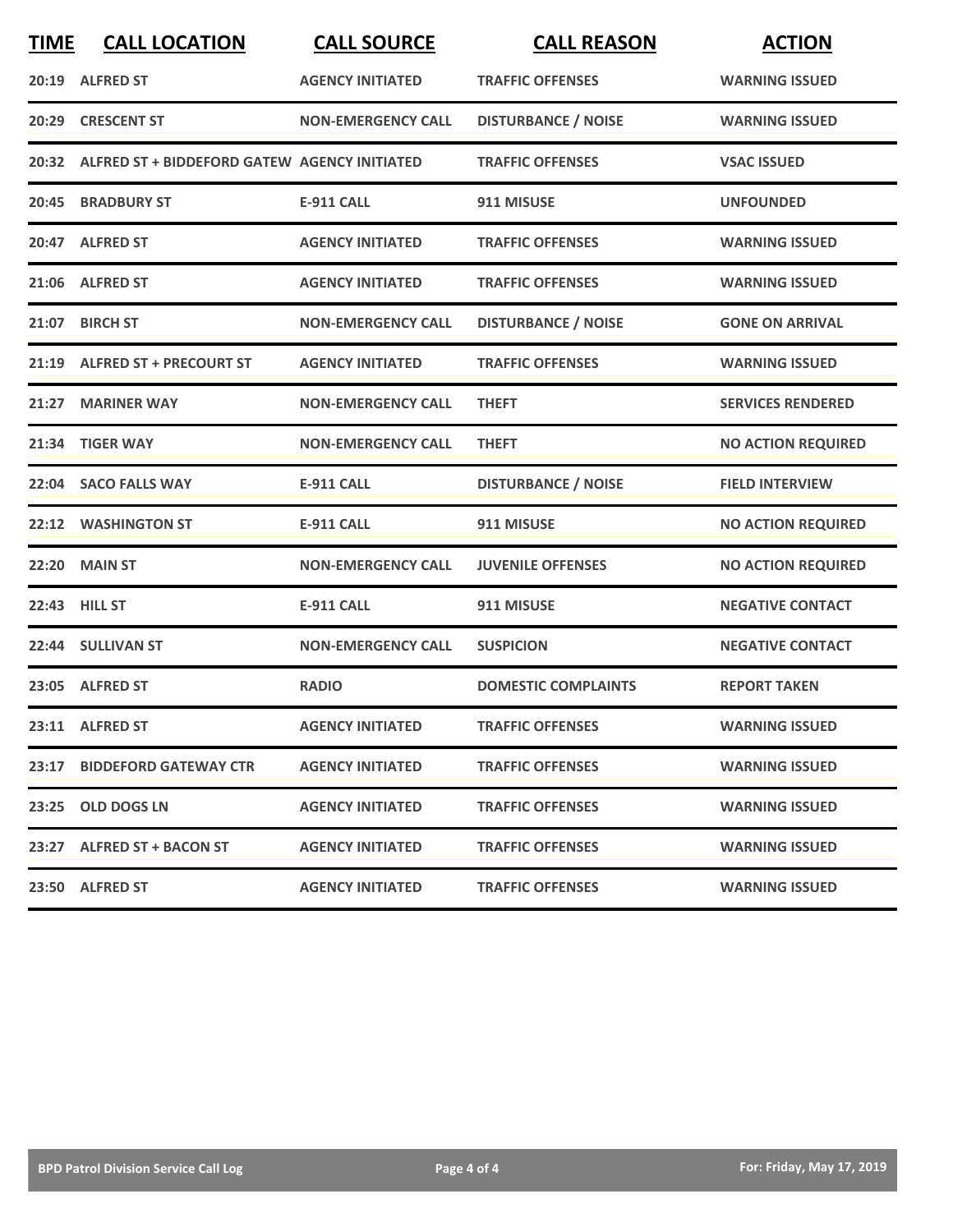| TIME | CALL LOCATION | CALL SOURCE | CALL REASON | ACTION |
|---|---|---|---|---|
| 20:19 | ALFRED ST | AGENCY INITIATED | TRAFFIC OFFENSES | WARNING ISSUED |
| 20:29 | CRESCENT ST | NON-EMERGENCY CALL | DISTURBANCE / NOISE | WARNING ISSUED |
| 20:32 | ALFRED ST + BIDDEFORD GATEW | AGENCY INITIATED | TRAFFIC OFFENSES | VSAC ISSUED |
| 20:45 | BRADBURY ST | E-911 CALL | 911 MISUSE | UNFOUNDED |
| 20:47 | ALFRED ST | AGENCY INITIATED | TRAFFIC OFFENSES | WARNING ISSUED |
| 21:06 | ALFRED ST | AGENCY INITIATED | TRAFFIC OFFENSES | WARNING ISSUED |
| 21:07 | BIRCH ST | NON-EMERGENCY CALL | DISTURBANCE / NOISE | GONE ON ARRIVAL |
| 21:19 | ALFRED ST + PRECOURT ST | AGENCY INITIATED | TRAFFIC OFFENSES | WARNING ISSUED |
| 21:27 | MARINER WAY | NON-EMERGENCY CALL | THEFT | SERVICES RENDERED |
| 21:34 | TIGER WAY | NON-EMERGENCY CALL | THEFT | NO ACTION REQUIRED |
| 22:04 | SACO FALLS WAY | E-911 CALL | DISTURBANCE / NOISE | FIELD INTERVIEW |
| 22:12 | WASHINGTON ST | E-911 CALL | 911 MISUSE | NO ACTION REQUIRED |
| 22:20 | MAIN ST | NON-EMERGENCY CALL | JUVENILE OFFENSES | NO ACTION REQUIRED |
| 22:43 | HILL ST | E-911 CALL | 911 MISUSE | NEGATIVE CONTACT |
| 22:44 | SULLIVAN ST | NON-EMERGENCY CALL | SUSPICION | NEGATIVE CONTACT |
| 23:05 | ALFRED ST | RADIO | DOMESTIC COMPLAINTS | REPORT TAKEN |
| 23:11 | ALFRED ST | AGENCY INITIATED | TRAFFIC OFFENSES | WARNING ISSUED |
| 23:17 | BIDDEFORD GATEWAY CTR | AGENCY INITIATED | TRAFFIC OFFENSES | WARNING ISSUED |
| 23:25 | OLD DOGS LN | AGENCY INITIATED | TRAFFIC OFFENSES | WARNING ISSUED |
| 23:27 | ALFRED ST + BACON ST | AGENCY INITIATED | TRAFFIC OFFENSES | WARNING ISSUED |
| 23:50 | ALFRED ST | AGENCY INITIATED | TRAFFIC OFFENSES | WARNING ISSUED |